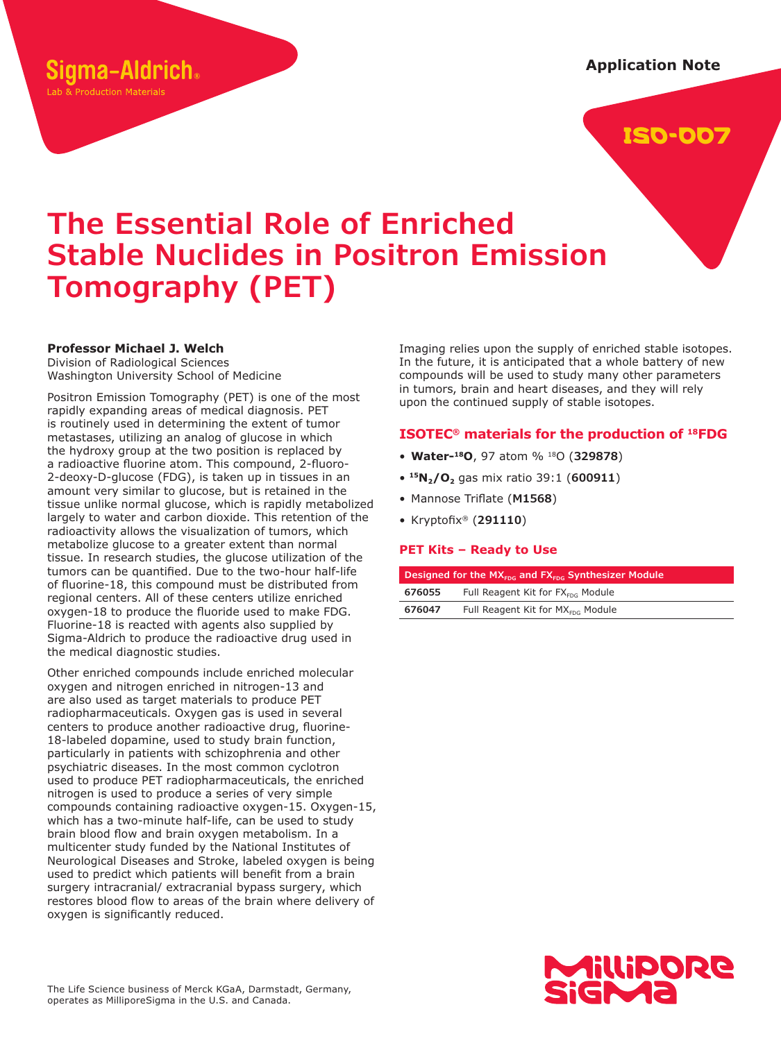Sigma-Aldrich®
Lab & Production Materials

Application Note

ISO-007

# The Essential Role of Enriched Stable Nuclides in Positron Emission Tomography (PET)

**Professor Michael J. Welch**
Division of Radiological Sciences
Washington University School of Medicine

Positron Emission Tomography (PET) is one of the most rapidly expanding areas of medical diagnosis. PET is routinely used in determining the extent of tumor metastases, utilizing an analog of glucose in which the hydroxy group at the two position is replaced by a radioactive fluorine atom. This compound, 2-fluoro-2-deoxy-D-glucose (FDG), is taken up in tissues in an amount very similar to glucose, but is retained in the tissue unlike normal glucose, which is rapidly metabolized largely to water and carbon dioxide. This retention of the radioactivity allows the visualization of tumors, which metabolize glucose to a greater extent than normal tissue. In research studies, the glucose utilization of the tumors can be quantified. Due to the two-hour half-life of fluorine-18, this compound must be distributed from regional centers. All of these centers utilize enriched oxygen-18 to produce the fluoride used to make FDG. Fluorine-18 is reacted with agents also supplied by Sigma-Aldrich to produce the radioactive drug used in the medical diagnostic studies.

Other enriched compounds include enriched molecular oxygen and nitrogen enriched in nitrogen-13 and are also used as target materials to produce PET radiopharmaceuticals. Oxygen gas is used in several centers to produce another radioactive drug, fluorine-18-labeled dopamine, used to study brain function, particularly in patients with schizophrenia and other psychiatric diseases. In the most common cyclotron used to produce PET radiopharmaceuticals, the enriched nitrogen is used to produce a series of very simple compounds containing radioactive oxygen-15. Oxygen-15, which has a two-minute half-life, can be used to study brain blood flow and brain oxygen metabolism. In a multicenter study funded by the National Institutes of Neurological Diseases and Stroke, labeled oxygen is being used to predict which patients will benefit from a brain surgery intracranial/ extracranial bypass surgery, which restores blood flow to areas of the brain where delivery of oxygen is significantly reduced.

Imaging relies upon the supply of enriched stable isotopes. In the future, it is anticipated that a whole battery of new compounds will be used to study many other parameters in tumors, brain and heart diseases, and they will rely upon the continued supply of stable isotopes.

## ISOTEC® materials for the production of $^{18}$FDG

- **Water-$^{18}$O**, 97 atom % $^{18}$O (**329878**)
- **$^{15}N_2/O_2$** gas mix ratio 39:1 (**600911**)
- Mannose Triflate (**M1568**)
- Kryptofix® (**291110**)

## PET Kits – Ready to Use

| Designed for the $MX_{FDG}$ and $FX_{FDG}$ Synthesizer Module | |
|---|---|
| **676055** | Full Reagent Kit for $FX_{FDG}$ Module |
| **676047** | Full Reagent Kit for $MX_{FDG}$ Module |

The Life Science business of Merck KGaA, Darmstadt, Germany, operates as MilliporeSigma in the U.S. and Canada.

MilliporeSigma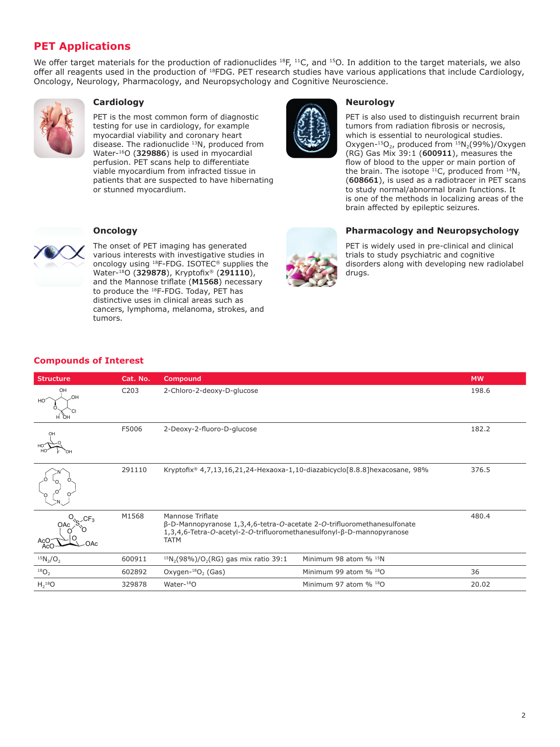## PET Applications

We offer target materials for the production of radionuclides $^{18}F$, $^{11}C$, and $^{15}O$. In addition to the target materials, we also offer all reagents used in the production of $^{18}FDG$. PET research studies have various applications that include Cardiology, Oncology, Neurology, Pharmacology, and Neuropsychology and Cognitive Neuroscience.

### Cardiology

PET is the most common form of diagnostic testing for use in cardiology, for example myocardial viability and coronary heart disease. The radionuclide $^{13}N$, produced from Water-$^{16}O$ (**329886**) is used in myocardial perfusion. PET scans help to differentiate viable myocardium from infracted tissue in patients that are suspected to have hibernating or stunned myocardium.

### Neurology

PET is also used to distinguish recurrent brain tumors from radiation fibrosis or necrosis, which is essential to neurological studies. Oxygen-$^{15}O_2$, produced from $^{15}N_2$(99%)/Oxygen (RG) Gas Mix 39:1 (**600911**), measures the flow of blood to the upper or main portion of the brain. The isotope $^{11}C$, produced from $^{14}N_2$ (**608661**), is used as a radiotracer in PET scans to study normal/abnormal brain functions. It is one of the methods in localizing areas of the brain affected by epileptic seizures.

### Oncology

The onset of PET imaging has generated various interests with investigative studies in oncology using $^{18}F$-FDG. ISOTEC® supplies the Water-$^{18}O$ (**329878**), Kryptofix® (**291110**), and the Mannose triflate (**M1568**) necessary to produce the $^{18}F$-FDG. Today, PET has distinctive uses in clinical areas such as cancers, lymphoma, melanoma, strokes, and tumors.

### Pharmacology and Neuropsychology

PET is widely used in pre-clinical and clinical trials to study psychiatric and cognitive disorders along with developing new radiolabel drugs.

## Compounds of Interest

| Structure | Cat. No. | Compound | | MW |
|---|---|---|---|---|
| | C203 | 2-Chloro-2-deoxy-D-glucose | | 198.6 |
| | F5006 | 2-Deoxy-2-fluoro-D-glucose | | 182.2 |
| | 291110 | Kryptofix® 4,7,13,16,21,24-Hexaoxa-1,10-diazabicyclo[8.8.8]hexacosane, 98% | | 376.5 |
| | M1568 | Mannose Triflate<br>β-D-Mannopyranose 1,3,4,6-tetra-*O*-acetate 2-*O*-trifluoromethanesulfonate<br>1,3,4,6-Tetra-*O*-acetyl-2-*O*-trifluoromethanesulfonyl-β-D-mannopyranose<br>TATM | | 480.4 |
| $^{15}N_2/O_2$ | 600911 | $^{15}N_2$(98%)/$O_2$(RG) gas mix ratio 39:1 | Minimum 98 atom % $^{15}N$ | |
| $^{18}O_2$ | 602892 | Oxygen-$^{18}O_2$ (Gas) | Minimum 99 atom % $^{18}O$ | 36 |
| $H_2{}^{18}O$ | 329878 | Water-$^{18}O$ | Minimum 97 atom % $^{18}O$ | 20.02 |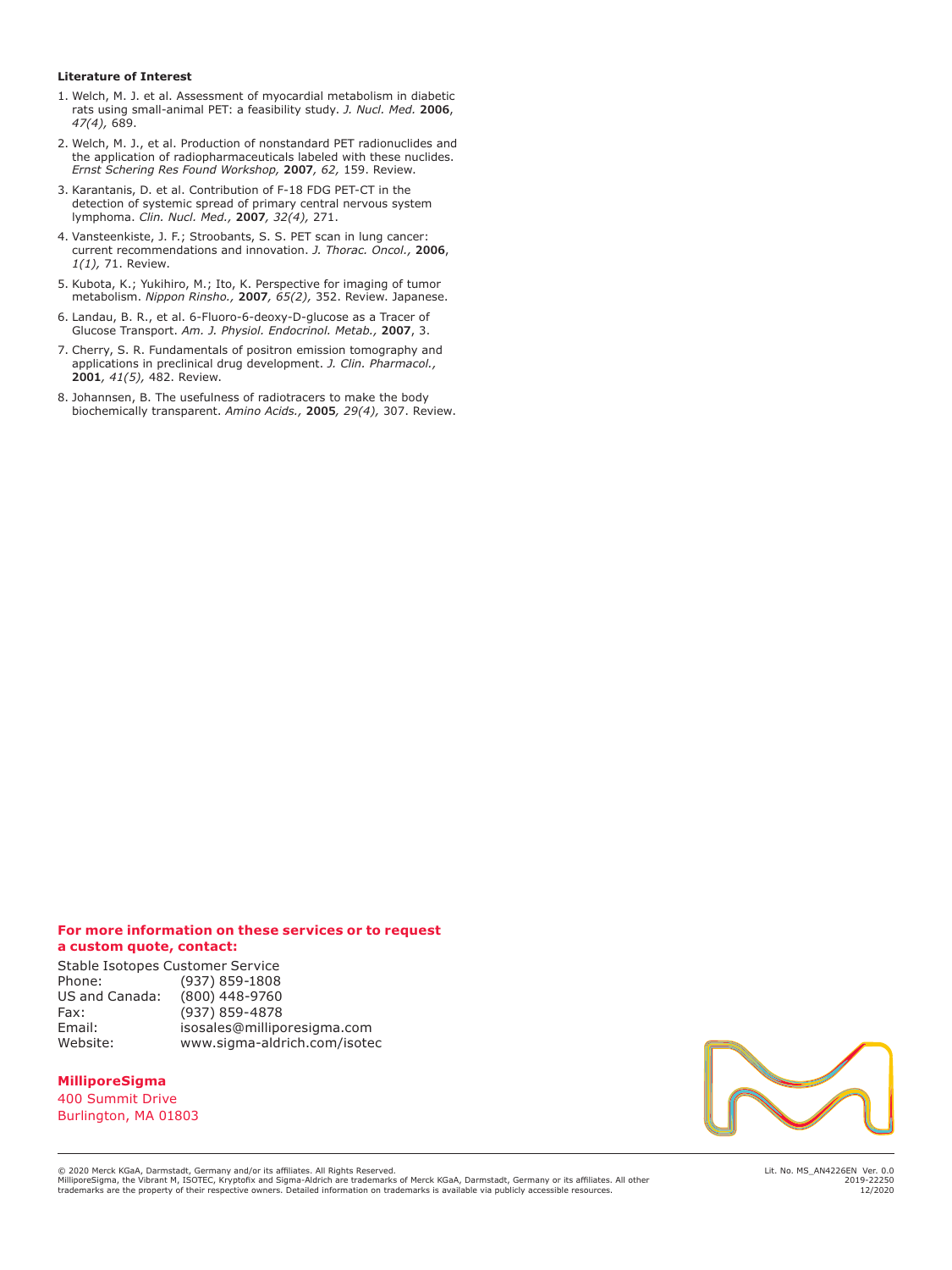**Literature of Interest**

1. Welch, M. J. et al. Assessment of myocardial metabolism in diabetic rats using small-animal PET: a feasibility study. *J. Nucl. Med.* **2006**, *47(4)*, 689.
2. Welch, M. J., et al. Production of nonstandard PET radionuclides and the application of radiopharmaceuticals labeled with these nuclides. *Ernst Schering Res Found Workshop,* **2007***, 62,* 159. Review.
3. Karantanis, D. et al. Contribution of F-18 FDG PET-CT in the detection of systemic spread of primary central nervous system lymphoma. *Clin. Nucl. Med.,* **2007***, 32(4),* 271.
4. Vansteenkiste, J. F.; Stroobants, S. S. PET scan in lung cancer: current recommendations and innovation. *J. Thorac. Oncol.,* **2006**, *1(1),* 71. Review.
5. Kubota, K.; Yukihiro, M.; Ito, K. Perspective for imaging of tumor metabolism. *Nippon Rinsho.,* **2007***, 65(2),* 352. Review. Japanese.
6. Landau, B. R., et al. 6-Fluoro-6-deoxy-D-glucose as a Tracer of Glucose Transport. *Am. J. Physiol. Endocrinol. Metab.,* **2007**, 3.
7. Cherry, S. R. Fundamentals of positron emission tomography and applications in preclinical drug development. *J. Clin. Pharmacol.,* **2001***, 41(5),* 482. Review.
8. Johannsen, B. The usefulness of radiotracers to make the body biochemically transparent. *Amino Acids.,* **2005***, 29(4),* 307. Review.

**For more information on these services or to request a custom quote, contact:**

Stable Isotopes Customer Service

| | |
|---|---|
| Phone: | (937) 859-1808 |
| US and Canada: | (800) 448-9760 |
| Fax: | (937) 859-4878 |
| Email: | isosales@milliporesigma.com |
| Website: | www.sigma-aldrich.com/isotec |

**MilliporeSigma**
400 Summit Drive
Burlington, MA 01803

© 2020 Merck KGaA, Darmstadt, Germany and/or its affiliates. All Rights Reserved.
MilliporeSigma, the Vibrant M, ISOTEC, Kryptofix and Sigma-Aldrich are trademarks of Merck KGaA, Darmstadt, Germany or its affiliates. All other trademarks are the property of their respective owners. Detailed information on trademarks is available via publicly accessible resources.

Lit. No. MS_AN4226EN Ver. 0.0
2019-22250
12/2020